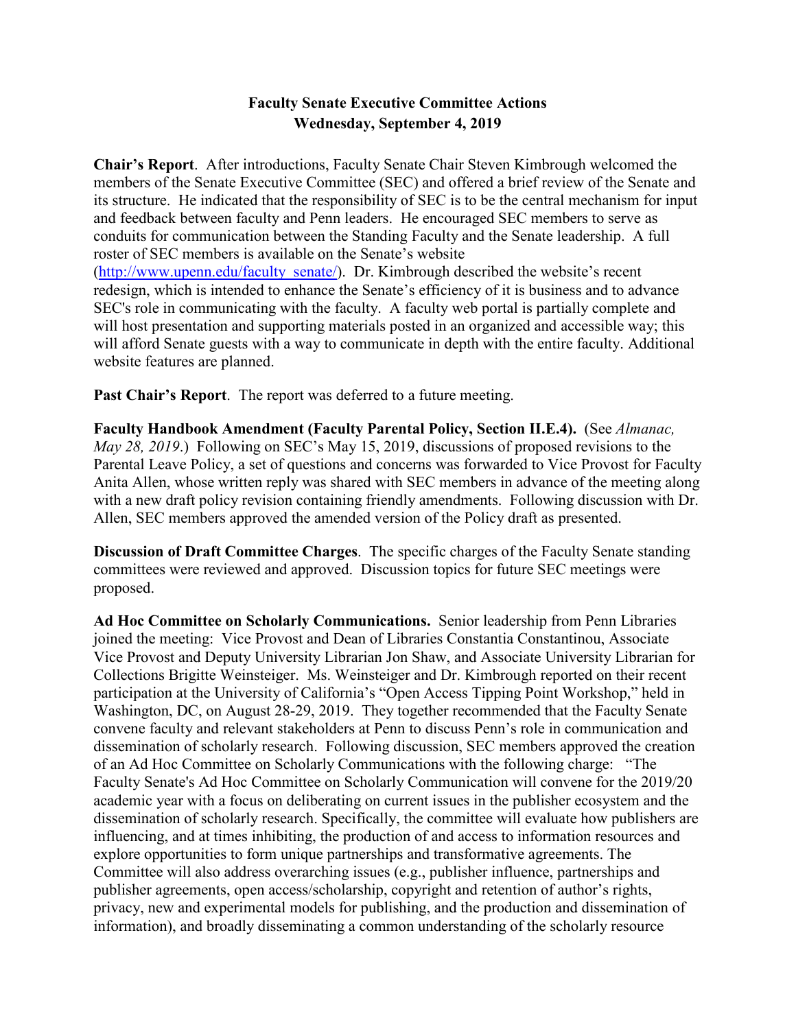# Faculty Senate Executive Committee Actions
## Wednesday, September 4, 2019

**Chair's Report**. After introductions, Faculty Senate Chair Steven Kimbrough welcomed the members of the Senate Executive Committee (SEC) and offered a brief review of the Senate and its structure. He indicated that the responsibility of SEC is to be the central mechanism for input and feedback between faculty and Penn leaders. He encouraged SEC members to serve as conduits for communication between the Standing Faculty and the Senate leadership. A full roster of SEC members is available on the Senate's website (http://www.upenn.edu/faculty_senate/). Dr. Kimbrough described the website's recent redesign, which is intended to enhance the Senate's efficiency of it is business and to advance SEC's role in communicating with the faculty. A faculty web portal is partially complete and will host presentation and supporting materials posted in an organized and accessible way; this will afford Senate guests with a way to communicate in depth with the entire faculty. Additional website features are planned.

**Past Chair's Report**. The report was deferred to a future meeting.

**Faculty Handbook Amendment (Faculty Parental Policy, Section II.E.4).** (See *Almanac, May 28, 2019*.) Following on SEC's May 15, 2019, discussions of proposed revisions to the Parental Leave Policy, a set of questions and concerns was forwarded to Vice Provost for Faculty Anita Allen, whose written reply was shared with SEC members in advance of the meeting along with a new draft policy revision containing friendly amendments. Following discussion with Dr. Allen, SEC members approved the amended version of the Policy draft as presented.

**Discussion of Draft Committee Charges**. The specific charges of the Faculty Senate standing committees were reviewed and approved. Discussion topics for future SEC meetings were proposed.

**Ad Hoc Committee on Scholarly Communications.** Senior leadership from Penn Libraries joined the meeting: Vice Provost and Dean of Libraries Constantia Constantinou, Associate Vice Provost and Deputy University Librarian Jon Shaw, and Associate University Librarian for Collections Brigitte Weinsteiger. Ms. Weinsteiger and Dr. Kimbrough reported on their recent participation at the University of California's "Open Access Tipping Point Workshop," held in Washington, DC, on August 28-29, 2019. They together recommended that the Faculty Senate convene faculty and relevant stakeholders at Penn to discuss Penn's role in communication and dissemination of scholarly research. Following discussion, SEC members approved the creation of an Ad Hoc Committee on Scholarly Communications with the following charge: "The Faculty Senate's Ad Hoc Committee on Scholarly Communication will convene for the 2019/20 academic year with a focus on deliberating on current issues in the publisher ecosystem and the dissemination of scholarly research. Specifically, the committee will evaluate how publishers are influencing, and at times inhibiting, the production of and access to information resources and explore opportunities to form unique partnerships and transformative agreements. The Committee will also address overarching issues (e.g., publisher influence, partnerships and publisher agreements, open access/scholarship, copyright and retention of author's rights, privacy, new and experimental models for publishing, and the production and dissemination of information), and broadly disseminating a common understanding of the scholarly resource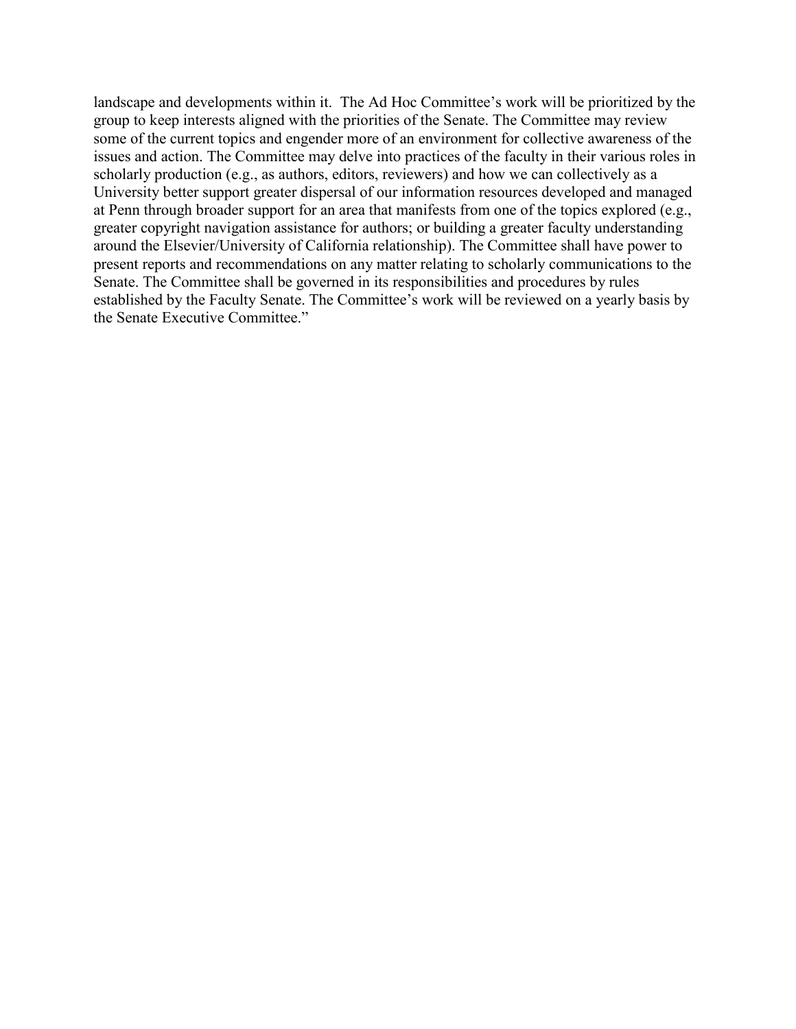landscape and developments within it.  The Ad Hoc Committee's work will be prioritized by the group to keep interests aligned with the priorities of the Senate. The Committee may review some of the current topics and engender more of an environment for collective awareness of the issues and action. The Committee may delve into practices of the faculty in their various roles in scholarly production (e.g., as authors, editors, reviewers) and how we can collectively as a University better support greater dispersal of our information resources developed and managed at Penn through broader support for an area that manifests from one of the topics explored (e.g., greater copyright navigation assistance for authors; or building a greater faculty understanding around the Elsevier/University of California relationship). The Committee shall have power to present reports and recommendations on any matter relating to scholarly communications to the Senate. The Committee shall be governed in its responsibilities and procedures by rules established by the Faculty Senate. The Committee's work will be reviewed on a yearly basis by the Senate Executive Committee."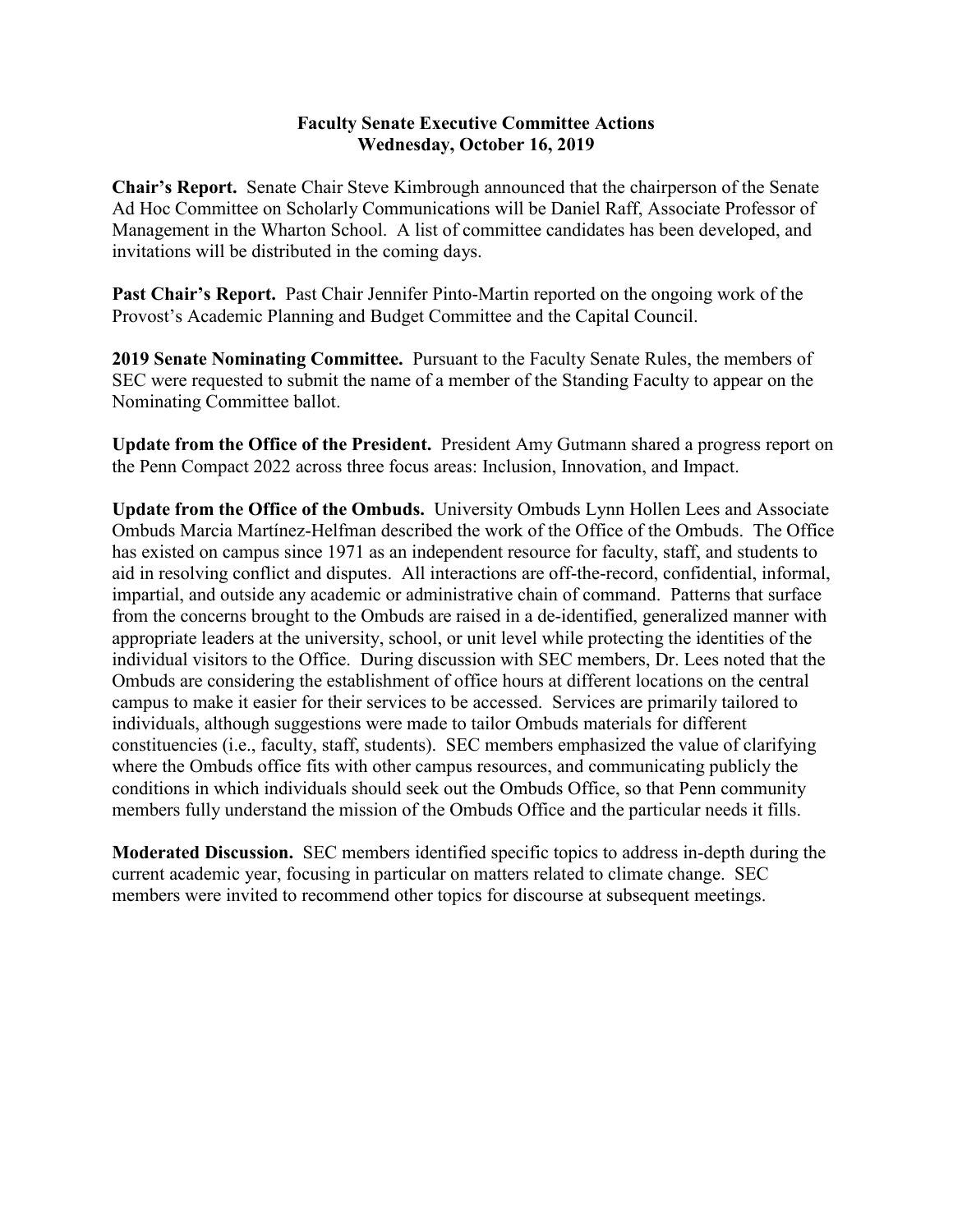**Faculty Senate Executive Committee Actions**
**Wednesday, October 16, 2019**

**Chair's Report.** Senate Chair Steve Kimbrough announced that the chairperson of the Senate Ad Hoc Committee on Scholarly Communications will be Daniel Raff, Associate Professor of Management in the Wharton School. A list of committee candidates has been developed, and invitations will be distributed in the coming days.

**Past Chair's Report.** Past Chair Jennifer Pinto-Martin reported on the ongoing work of the Provost's Academic Planning and Budget Committee and the Capital Council.

**2019 Senate Nominating Committee.** Pursuant to the Faculty Senate Rules, the members of SEC were requested to submit the name of a member of the Standing Faculty to appear on the Nominating Committee ballot.

**Update from the Office of the President.** President Amy Gutmann shared a progress report on the Penn Compact 2022 across three focus areas: Inclusion, Innovation, and Impact.

**Update from the Office of the Ombuds.** University Ombuds Lynn Hollen Lees and Associate Ombuds Marcia Martínez-Helfman described the work of the Office of the Ombuds. The Office has existed on campus since 1971 as an independent resource for faculty, staff, and students to aid in resolving conflict and disputes. All interactions are off-the-record, confidential, informal, impartial, and outside any academic or administrative chain of command. Patterns that surface from the concerns brought to the Ombuds are raised in a de-identified, generalized manner with appropriate leaders at the university, school, or unit level while protecting the identities of the individual visitors to the Office. During discussion with SEC members, Dr. Lees noted that the Ombuds are considering the establishment of office hours at different locations on the central campus to make it easier for their services to be accessed. Services are primarily tailored to individuals, although suggestions were made to tailor Ombuds materials for different constituencies (i.e., faculty, staff, students). SEC members emphasized the value of clarifying where the Ombuds office fits with other campus resources, and communicating publicly the conditions in which individuals should seek out the Ombuds Office, so that Penn community members fully understand the mission of the Ombuds Office and the particular needs it fills.

**Moderated Discussion.** SEC members identified specific topics to address in-depth during the current academic year, focusing in particular on matters related to climate change. SEC members were invited to recommend other topics for discourse at subsequent meetings.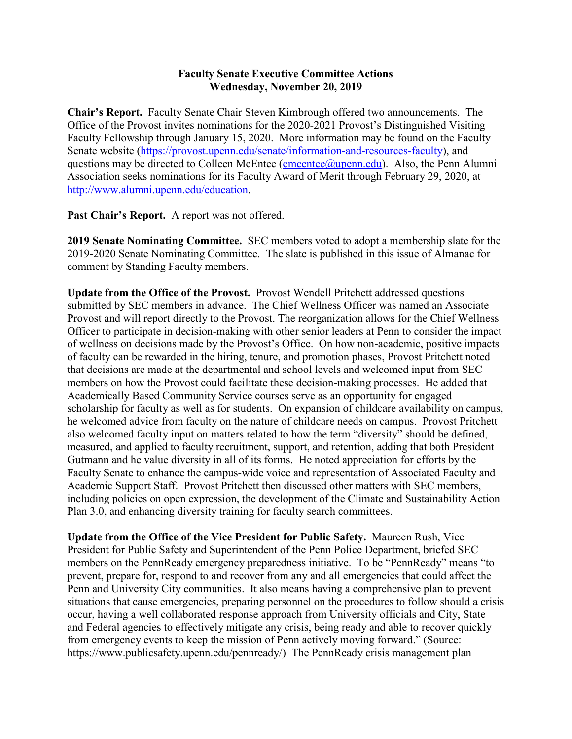**Faculty Senate Executive Committee Actions**
**Wednesday, November 20, 2019**

**Chair's Report.** Faculty Senate Chair Steven Kimbrough offered two announcements. The Office of the Provost invites nominations for the 2020-2021 Provost's Distinguished Visiting Faculty Fellowship through January 15, 2020. More information may be found on the Faculty Senate website (https://provost.upenn.edu/senate/information-and-resources-faculty), and questions may be directed to Colleen McEntee (cmcentee@upenn.edu). Also, the Penn Alumni Association seeks nominations for its Faculty Award of Merit through February 29, 2020, at http://www.alumni.upenn.edu/education.

**Past Chair's Report.** A report was not offered.

**2019 Senate Nominating Committee.** SEC members voted to adopt a membership slate for the 2019-2020 Senate Nominating Committee. The slate is published in this issue of Almanac for comment by Standing Faculty members.

**Update from the Office of the Provost.** Provost Wendell Pritchett addressed questions submitted by SEC members in advance. The Chief Wellness Officer was named an Associate Provost and will report directly to the Provost. The reorganization allows for the Chief Wellness Officer to participate in decision-making with other senior leaders at Penn to consider the impact of wellness on decisions made by the Provost's Office. On how non-academic, positive impacts of faculty can be rewarded in the hiring, tenure, and promotion phases, Provost Pritchett noted that decisions are made at the departmental and school levels and welcomed input from SEC members on how the Provost could facilitate these decision-making processes. He added that Academically Based Community Service courses serve as an opportunity for engaged scholarship for faculty as well as for students. On expansion of childcare availability on campus, he welcomed advice from faculty on the nature of childcare needs on campus. Provost Pritchett also welcomed faculty input on matters related to how the term "diversity" should be defined, measured, and applied to faculty recruitment, support, and retention, adding that both President Gutmann and he value diversity in all of its forms. He noted appreciation for efforts by the Faculty Senate to enhance the campus-wide voice and representation of Associated Faculty and Academic Support Staff. Provost Pritchett then discussed other matters with SEC members, including policies on open expression, the development of the Climate and Sustainability Action Plan 3.0, and enhancing diversity training for faculty search committees.

**Update from the Office of the Vice President for Public Safety.** Maureen Rush, Vice President for Public Safety and Superintendent of the Penn Police Department, briefed SEC members on the PennReady emergency preparedness initiative. To be "PennReady" means "to prevent, prepare for, respond to and recover from any and all emergencies that could affect the Penn and University City communities. It also means having a comprehensive plan to prevent situations that cause emergencies, preparing personnel on the procedures to follow should a crisis occur, having a well collaborated response approach from University officials and City, State and Federal agencies to effectively mitigate any crisis, being ready and able to recover quickly from emergency events to keep the mission of Penn actively moving forward." (Source: https://www.publicsafety.upenn.edu/pennready/) The PennReady crisis management plan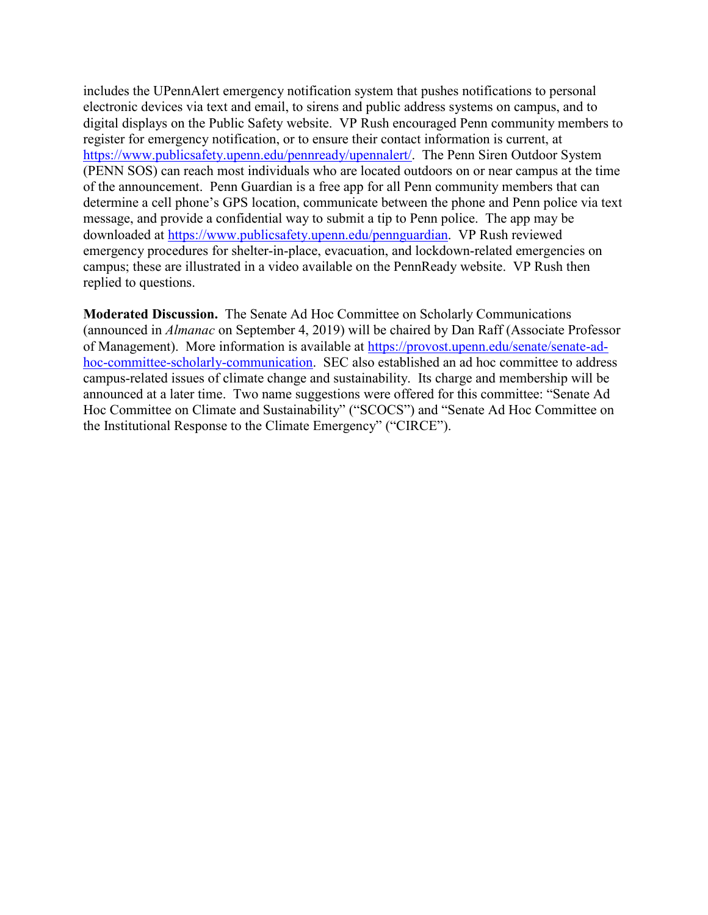includes the UPennAlert emergency notification system that pushes notifications to personal electronic devices via text and email, to sirens and public address systems on campus, and to digital displays on the Public Safety website. VP Rush encouraged Penn community members to register for emergency notification, or to ensure their contact information is current, at https://www.publicsafety.upenn.edu/pennready/upennalert/. The Penn Siren Outdoor System (PENN SOS) can reach most individuals who are located outdoors on or near campus at the time of the announcement. Penn Guardian is a free app for all Penn community members that can determine a cell phone's GPS location, communicate between the phone and Penn police via text message, and provide a confidential way to submit a tip to Penn police. The app may be downloaded at https://www.publicsafety.upenn.edu/pennguardian. VP Rush reviewed emergency procedures for shelter-in-place, evacuation, and lockdown-related emergencies on campus; these are illustrated in a video available on the PennReady website. VP Rush then replied to questions.

**Moderated Discussion.** The Senate Ad Hoc Committee on Scholarly Communications (announced in *Almanac* on September 4, 2019) will be chaired by Dan Raff (Associate Professor of Management). More information is available at https://provost.upenn.edu/senate/senate-ad-hoc-committee-scholarly-communication. SEC also established an ad hoc committee to address campus-related issues of climate change and sustainability. Its charge and membership will be announced at a later time. Two name suggestions were offered for this committee: "Senate Ad Hoc Committee on Climate and Sustainability" ("SCOCS") and "Senate Ad Hoc Committee on the Institutional Response to the Climate Emergency" ("CIRCE").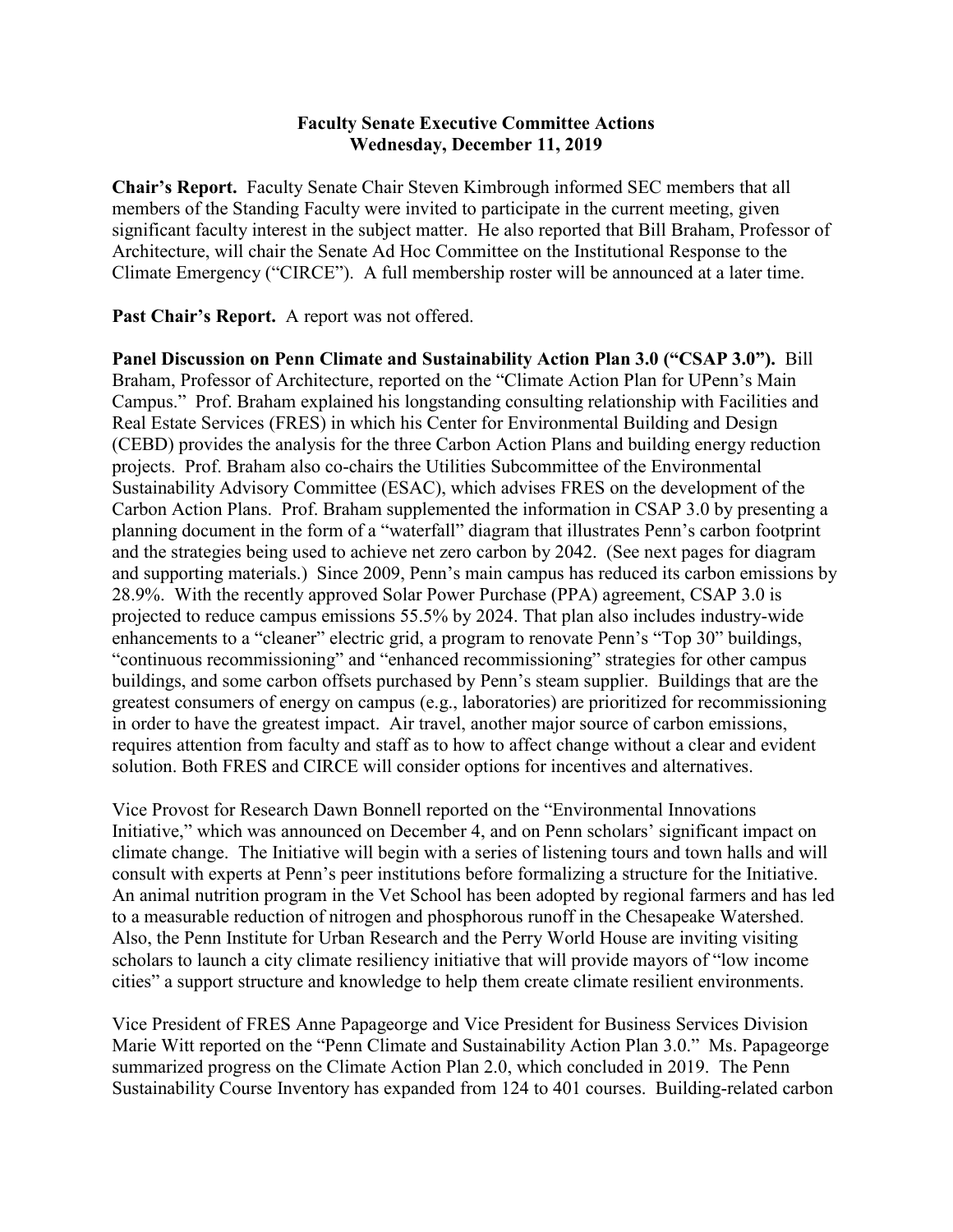**Faculty Senate Executive Committee Actions**
**Wednesday, December 11, 2019**

**Chair's Report.** Faculty Senate Chair Steven Kimbrough informed SEC members that all members of the Standing Faculty were invited to participate in the current meeting, given significant faculty interest in the subject matter. He also reported that Bill Braham, Professor of Architecture, will chair the Senate Ad Hoc Committee on the Institutional Response to the Climate Emergency ("CIRCE"). A full membership roster will be announced at a later time.

**Past Chair's Report.** A report was not offered.

**Panel Discussion on Penn Climate and Sustainability Action Plan 3.0 ("CSAP 3.0").** Bill Braham, Professor of Architecture, reported on the "Climate Action Plan for UPenn's Main Campus." Prof. Braham explained his longstanding consulting relationship with Facilities and Real Estate Services (FRES) in which his Center for Environmental Building and Design (CEBD) provides the analysis for the three Carbon Action Plans and building energy reduction projects. Prof. Braham also co-chairs the Utilities Subcommittee of the Environmental Sustainability Advisory Committee (ESAC), which advises FRES on the development of the Carbon Action Plans. Prof. Braham supplemented the information in CSAP 3.0 by presenting a planning document in the form of a "waterfall" diagram that illustrates Penn's carbon footprint and the strategies being used to achieve net zero carbon by 2042. (See next pages for diagram and supporting materials.) Since 2009, Penn's main campus has reduced its carbon emissions by 28.9%. With the recently approved Solar Power Purchase (PPA) agreement, CSAP 3.0 is projected to reduce campus emissions 55.5% by 2024. That plan also includes industry-wide enhancements to a "cleaner" electric grid, a program to renovate Penn's "Top 30" buildings, "continuous recommissioning" and "enhanced recommissioning" strategies for other campus buildings, and some carbon offsets purchased by Penn's steam supplier. Buildings that are the greatest consumers of energy on campus (e.g., laboratories) are prioritized for recommissioning in order to have the greatest impact. Air travel, another major source of carbon emissions, requires attention from faculty and staff as to how to affect change without a clear and evident solution. Both FRES and CIRCE will consider options for incentives and alternatives.

Vice Provost for Research Dawn Bonnell reported on the "Environmental Innovations Initiative," which was announced on December 4, and on Penn scholars' significant impact on climate change. The Initiative will begin with a series of listening tours and town halls and will consult with experts at Penn's peer institutions before formalizing a structure for the Initiative. An animal nutrition program in the Vet School has been adopted by regional farmers and has led to a measurable reduction of nitrogen and phosphorous runoff in the Chesapeake Watershed. Also, the Penn Institute for Urban Research and the Perry World House are inviting visiting scholars to launch a city climate resiliency initiative that will provide mayors of "low income cities" a support structure and knowledge to help them create climate resilient environments.

Vice President of FRES Anne Papageorge and Vice President for Business Services Division Marie Witt reported on the "Penn Climate and Sustainability Action Plan 3.0." Ms. Papageorge summarized progress on the Climate Action Plan 2.0, which concluded in 2019. The Penn Sustainability Course Inventory has expanded from 124 to 401 courses. Building-related carbon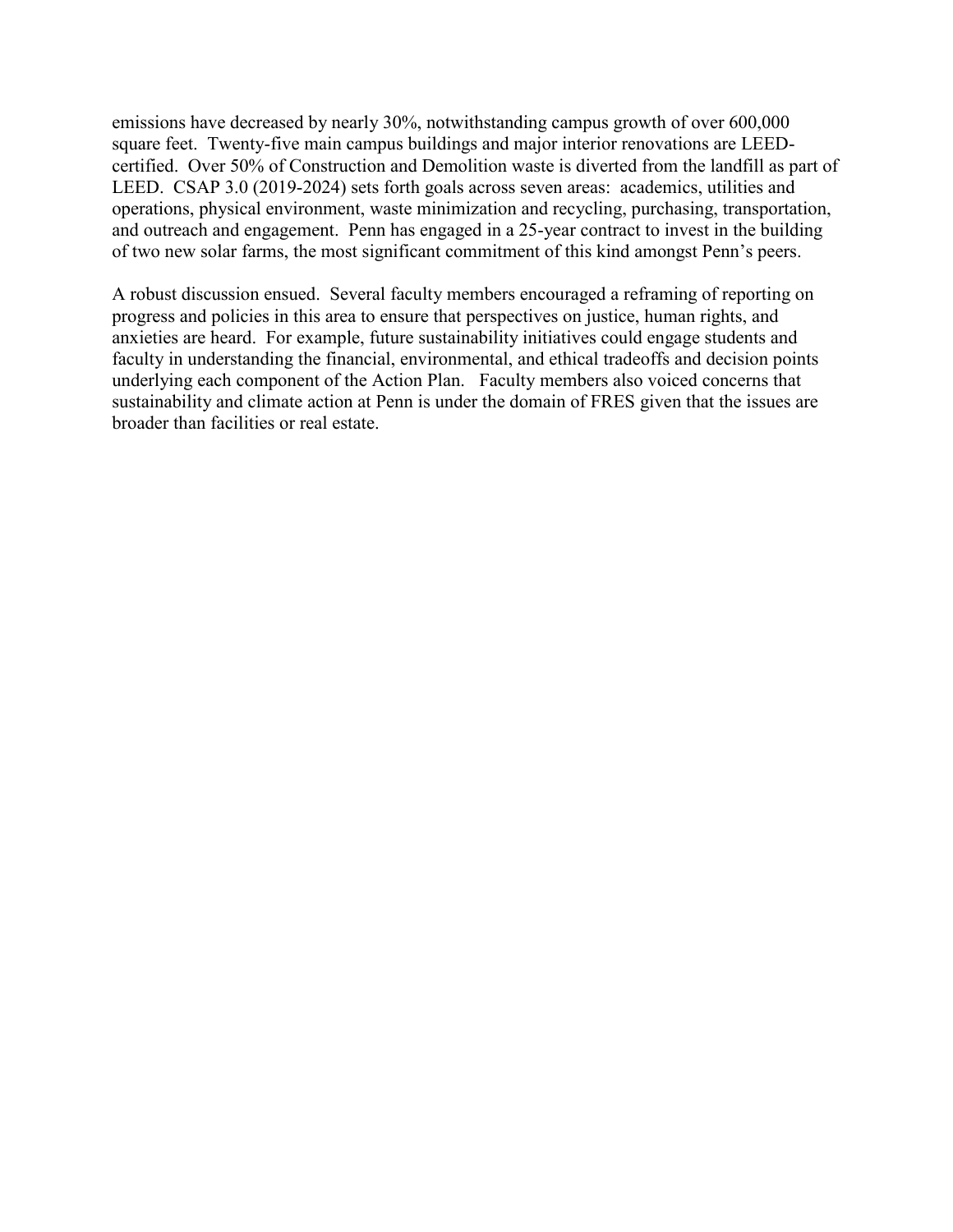emissions have decreased by nearly 30%, notwithstanding campus growth of over 600,000 square feet. Twenty-five main campus buildings and major interior renovations are LEED-certified. Over 50% of Construction and Demolition waste is diverted from the landfill as part of LEED. CSAP 3.0 (2019-2024) sets forth goals across seven areas: academics, utilities and operations, physical environment, waste minimization and recycling, purchasing, transportation, and outreach and engagement. Penn has engaged in a 25-year contract to invest in the building of two new solar farms, the most significant commitment of this kind amongst Penn's peers.

A robust discussion ensued. Several faculty members encouraged a reframing of reporting on progress and policies in this area to ensure that perspectives on justice, human rights, and anxieties are heard. For example, future sustainability initiatives could engage students and faculty in understanding the financial, environmental, and ethical tradeoffs and decision points underlying each component of the Action Plan. Faculty members also voiced concerns that sustainability and climate action at Penn is under the domain of FRES given that the issues are broader than facilities or real estate.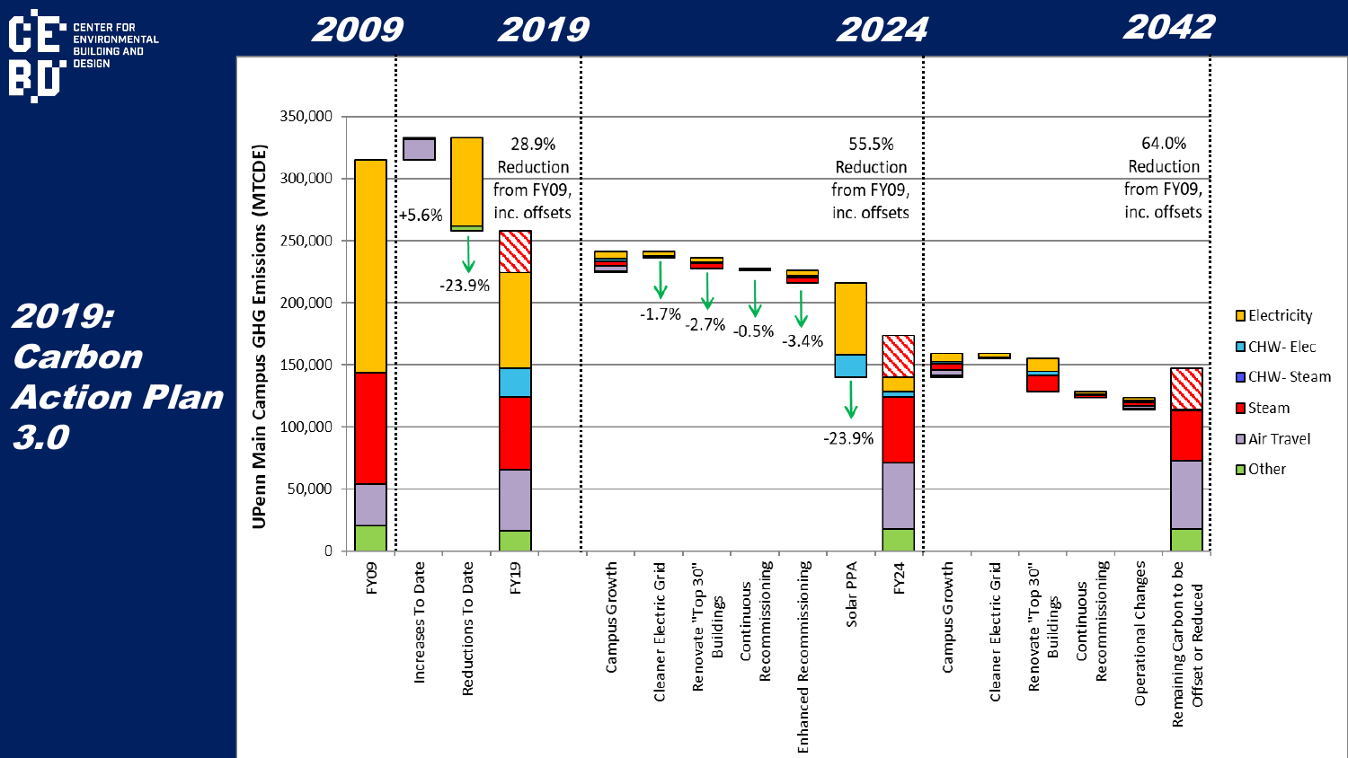# 2019: Carbon Action Plan 3.0

**2009** | **2019** | **2024** | **2042**

UPenn Main Campus GHG Emissions (MTCDE)

350,000
300,000
250,000
200,000
150,000
100,000
50,000
0

+5.6%

-23.9%

28.9% Reduction from FY09, inc. offsets

-1.7%

-2.7%

-0.5%

-3.4%

-23.9%

55.5% Reduction from FY09, inc. offsets

64.0% Reduction from FY09, inc. offsets

FY09 | Increases To Date | Reductions To Date | FY19 | Campus Growth | Cleaner Electric Grid | Renovate "Top 30" Buildings | Continuous Recommissioning | Enhanced Recommissioning | Solar PPA | FY24 | Campus Growth | Cleaner Electric Grid | Renovate "Top 30" Buildings | Continuous Recommissioning | Operational Changes | Remaining Carbon to be Offset or Reduced

- Electricity
- CHW- Elec
- CHW- Steam
- Steam
- Air Travel
- Other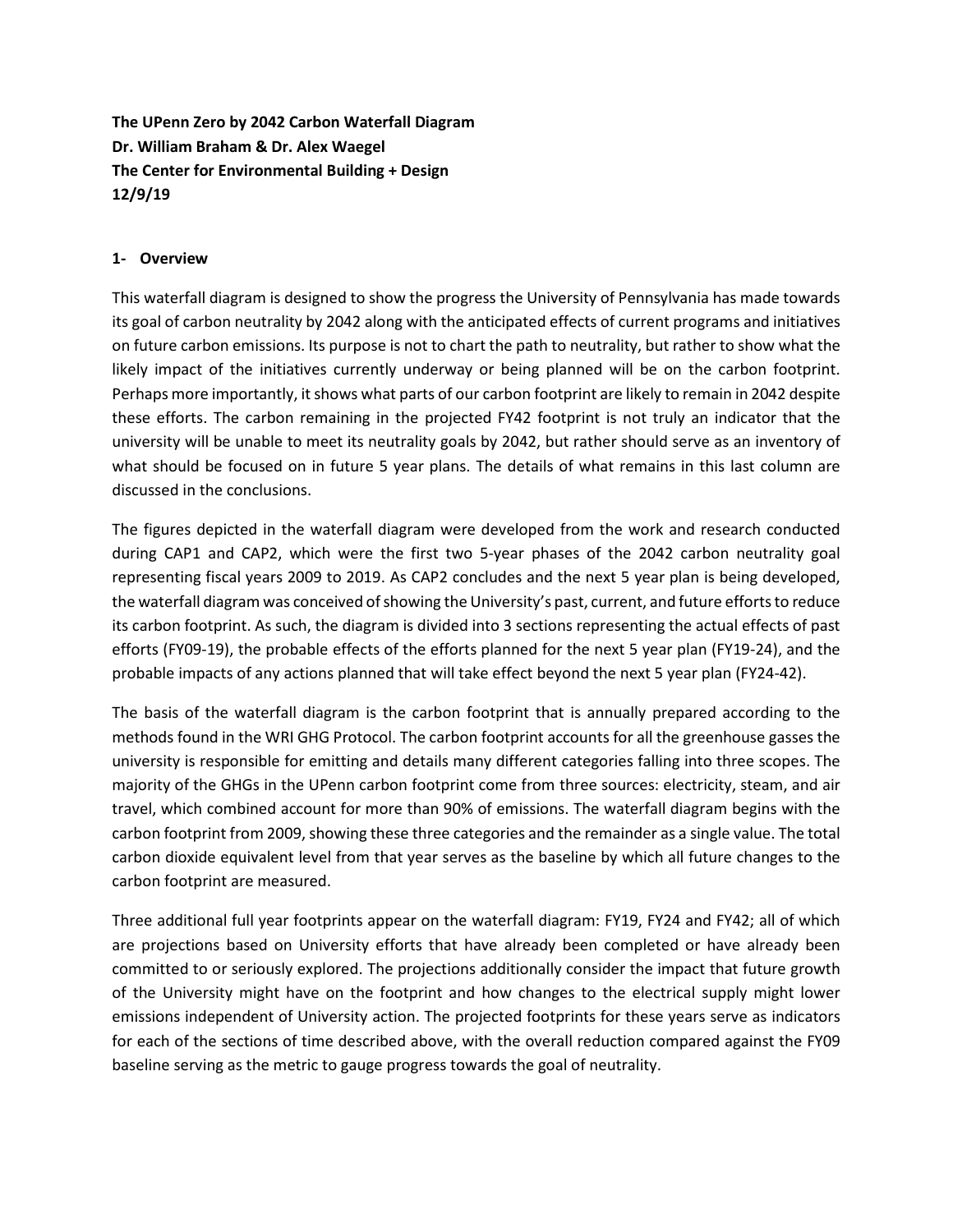**The UPenn Zero by 2042 Carbon Waterfall Diagram**
**Dr. William Braham & Dr. Alex Waegel**
**The Center for Environmental Building + Design**
**12/9/19**

## 1- Overview

This waterfall diagram is designed to show the progress the University of Pennsylvania has made towards its goal of carbon neutrality by 2042 along with the anticipated effects of current programs and initiatives on future carbon emissions. Its purpose is not to chart the path to neutrality, but rather to show what the likely impact of the initiatives currently underway or being planned will be on the carbon footprint. Perhaps more importantly, it shows what parts of our carbon footprint are likely to remain in 2042 despite these efforts. The carbon remaining in the projected FY42 footprint is not truly an indicator that the university will be unable to meet its neutrality goals by 2042, but rather should serve as an inventory of what should be focused on in future 5 year plans. The details of what remains in this last column are discussed in the conclusions.

The figures depicted in the waterfall diagram were developed from the work and research conducted during CAP1 and CAP2, which were the first two 5-year phases of the 2042 carbon neutrality goal representing fiscal years 2009 to 2019. As CAP2 concludes and the next 5 year plan is being developed, the waterfall diagram was conceived of showing the University's past, current, and future efforts to reduce its carbon footprint. As such, the diagram is divided into 3 sections representing the actual effects of past efforts (FY09-19), the probable effects of the efforts planned for the next 5 year plan (FY19-24), and the probable impacts of any actions planned that will take effect beyond the next 5 year plan (FY24-42).

The basis of the waterfall diagram is the carbon footprint that is annually prepared according to the methods found in the WRI GHG Protocol. The carbon footprint accounts for all the greenhouse gasses the university is responsible for emitting and details many different categories falling into three scopes. The majority of the GHGs in the UPenn carbon footprint come from three sources: electricity, steam, and air travel, which combined account for more than 90% of emissions. The waterfall diagram begins with the carbon footprint from 2009, showing these three categories and the remainder as a single value. The total carbon dioxide equivalent level from that year serves as the baseline by which all future changes to the carbon footprint are measured.

Three additional full year footprints appear on the waterfall diagram: FY19, FY24 and FY42; all of which are projections based on University efforts that have already been completed or have already been committed to or seriously explored. The projections additionally consider the impact that future growth of the University might have on the footprint and how changes to the electrical supply might lower emissions independent of University action. The projected footprints for these years serve as indicators for each of the sections of time described above, with the overall reduction compared against the FY09 baseline serving as the metric to gauge progress towards the goal of neutrality.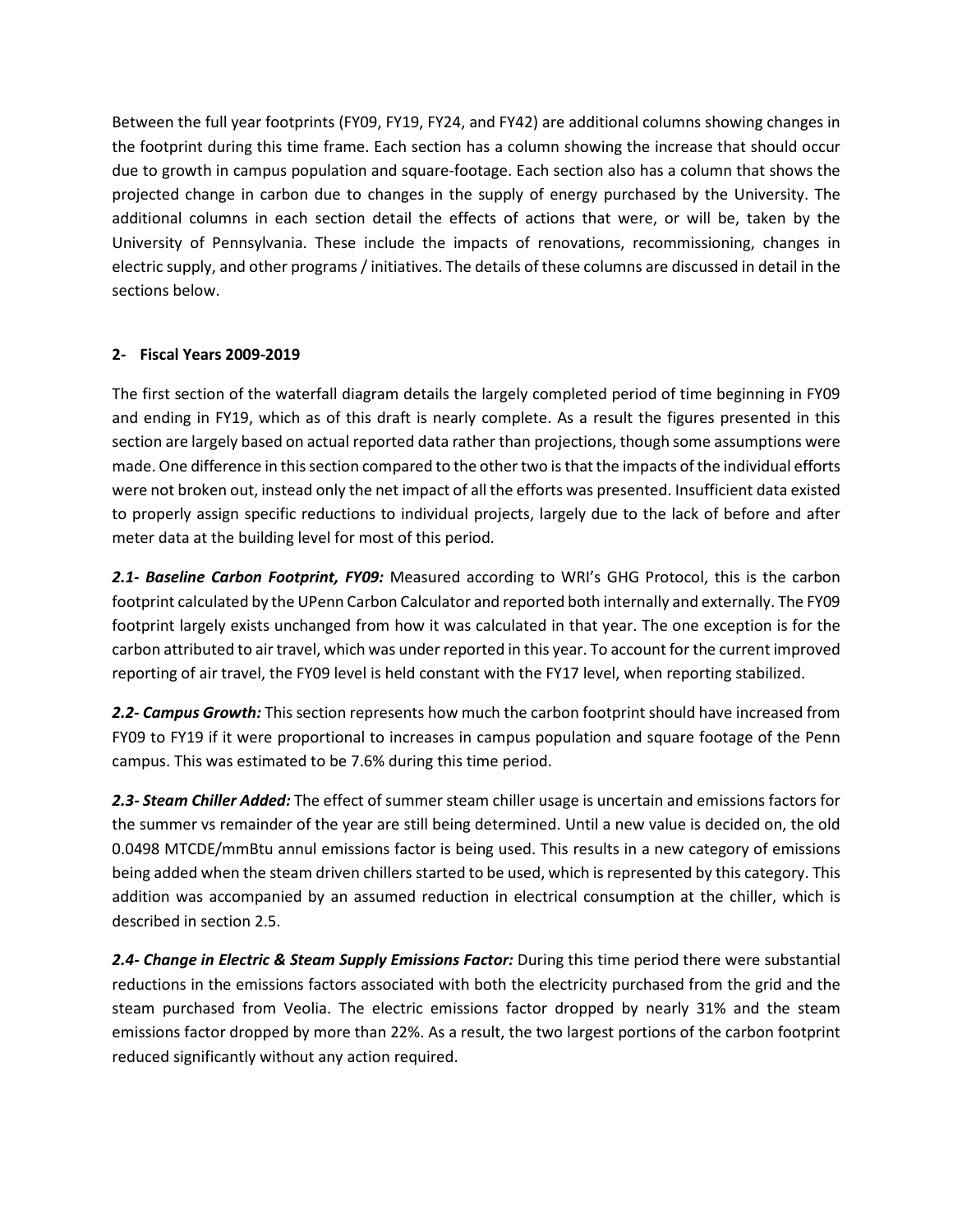Between the full year footprints (FY09, FY19, FY24, and FY42) are additional columns showing changes in the footprint during this time frame. Each section has a column showing the increase that should occur due to growth in campus population and square-footage. Each section also has a column that shows the projected change in carbon due to changes in the supply of energy purchased by the University. The additional columns in each section detail the effects of actions that were, or will be, taken by the University of Pennsylvania. These include the impacts of renovations, recommissioning, changes in electric supply, and other programs / initiatives. The details of these columns are discussed in detail in the sections below.

## 2- Fiscal Years 2009-2019

The first section of the waterfall diagram details the largely completed period of time beginning in FY09 and ending in FY19, which as of this draft is nearly complete. As a result the figures presented in this section are largely based on actual reported data rather than projections, though some assumptions were made. One difference in this section compared to the other two is that the impacts of the individual efforts were not broken out, instead only the net impact of all the efforts was presented. Insufficient data existed to properly assign specific reductions to individual projects, largely due to the lack of before and after meter data at the building level for most of this period.

***2.1- Baseline Carbon Footprint, FY09:*** Measured according to WRI's GHG Protocol, this is the carbon footprint calculated by the UPenn Carbon Calculator and reported both internally and externally. The FY09 footprint largely exists unchanged from how it was calculated in that year. The one exception is for the carbon attributed to air travel, which was under reported in this year. To account for the current improved reporting of air travel, the FY09 level is held constant with the FY17 level, when reporting stabilized.

***2.2- Campus Growth:*** This section represents how much the carbon footprint should have increased from FY09 to FY19 if it were proportional to increases in campus population and square footage of the Penn campus. This was estimated to be 7.6% during this time period.

***2.3- Steam Chiller Added:*** The effect of summer steam chiller usage is uncertain and emissions factors for the summer vs remainder of the year are still being determined. Until a new value is decided on, the old 0.0498 MTCDE/mmBtu annul emissions factor is being used. This results in a new category of emissions being added when the steam driven chillers started to be used, which is represented by this category. This addition was accompanied by an assumed reduction in electrical consumption at the chiller, which is described in section 2.5.

***2.4- Change in Electric & Steam Supply Emissions Factor:*** During this time period there were substantial reductions in the emissions factors associated with both the electricity purchased from the grid and the steam purchased from Veolia. The electric emissions factor dropped by nearly 31% and the steam emissions factor dropped by more than 22%. As a result, the two largest portions of the carbon footprint reduced significantly without any action required.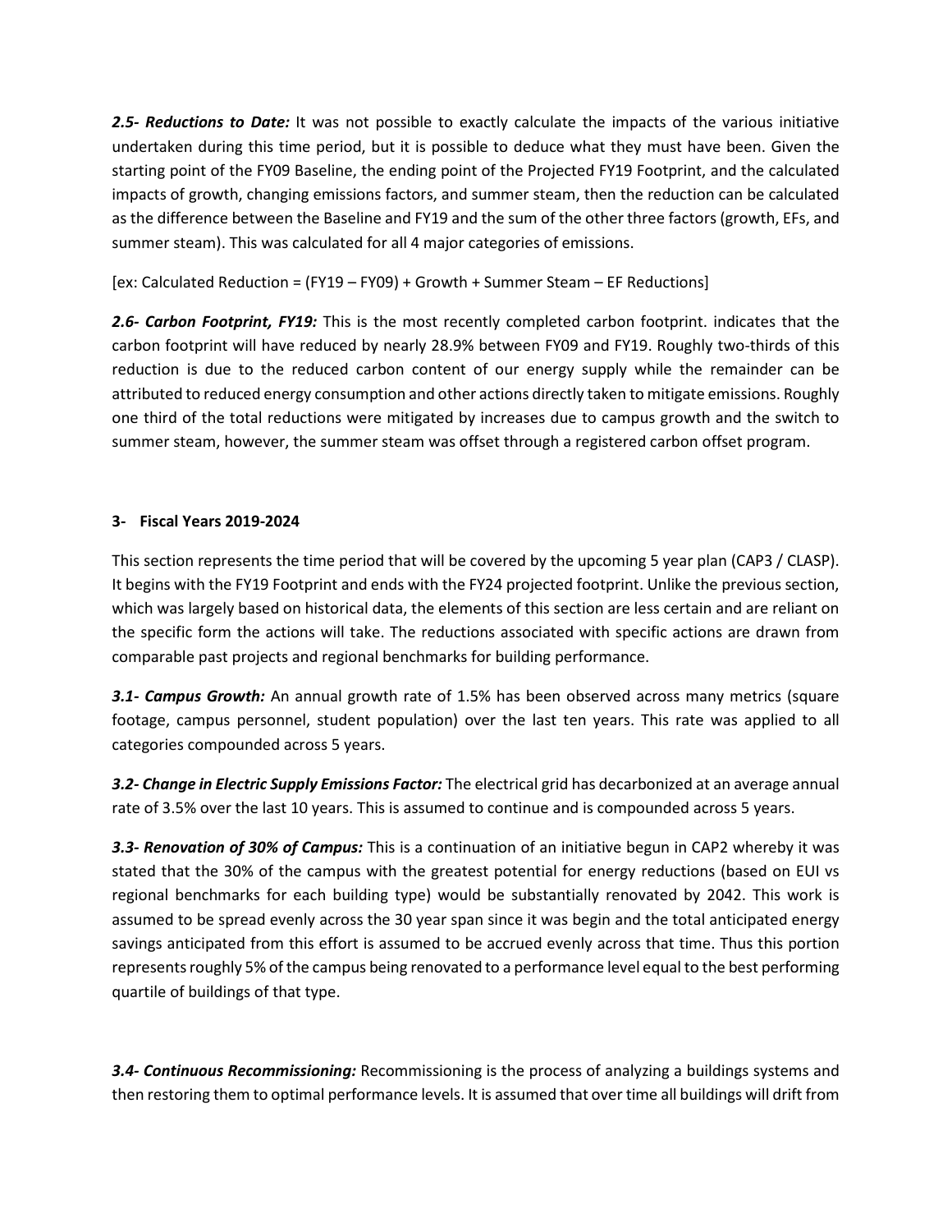***2.5- Reductions to Date:*** It was not possible to exactly calculate the impacts of the various initiative undertaken during this time period, but it is possible to deduce what they must have been. Given the starting point of the FY09 Baseline, the ending point of the Projected FY19 Footprint, and the calculated impacts of growth, changing emissions factors, and summer steam, then the reduction can be calculated as the difference between the Baseline and FY19 and the sum of the other three factors (growth, EFs, and summer steam). This was calculated for all 4 major categories of emissions.

[ex: Calculated Reduction = (FY19 – FY09) + Growth + Summer Steam – EF Reductions]

***2.6- Carbon Footprint, FY19:*** This is the most recently completed carbon footprint. indicates that the carbon footprint will have reduced by nearly 28.9% between FY09 and FY19. Roughly two-thirds of this reduction is due to the reduced carbon content of our energy supply while the remainder can be attributed to reduced energy consumption and other actions directly taken to mitigate emissions. Roughly one third of the total reductions were mitigated by increases due to campus growth and the switch to summer steam, however, the summer steam was offset through a registered carbon offset program.

## 3- Fiscal Years 2019-2024

This section represents the time period that will be covered by the upcoming 5 year plan (CAP3 / CLASP). It begins with the FY19 Footprint and ends with the FY24 projected footprint. Unlike the previous section, which was largely based on historical data, the elements of this section are less certain and are reliant on the specific form the actions will take. The reductions associated with specific actions are drawn from comparable past projects and regional benchmarks for building performance.

***3.1- Campus Growth:*** An annual growth rate of 1.5% has been observed across many metrics (square footage, campus personnel, student population) over the last ten years. This rate was applied to all categories compounded across 5 years.

***3.2- Change in Electric Supply Emissions Factor:*** The electrical grid has decarbonized at an average annual rate of 3.5% over the last 10 years. This is assumed to continue and is compounded across 5 years.

***3.3- Renovation of 30% of Campus:*** This is a continuation of an initiative begun in CAP2 whereby it was stated that the 30% of the campus with the greatest potential for energy reductions (based on EUI vs regional benchmarks for each building type) would be substantially renovated by 2042. This work is assumed to be spread evenly across the 30 year span since it was begin and the total anticipated energy savings anticipated from this effort is assumed to be accrued evenly across that time. Thus this portion represents roughly 5% of the campus being renovated to a performance level equal to the best performing quartile of buildings of that type.

***3.4- Continuous Recommissioning:*** Recommissioning is the process of analyzing a buildings systems and then restoring them to optimal performance levels. It is assumed that over time all buildings will drift from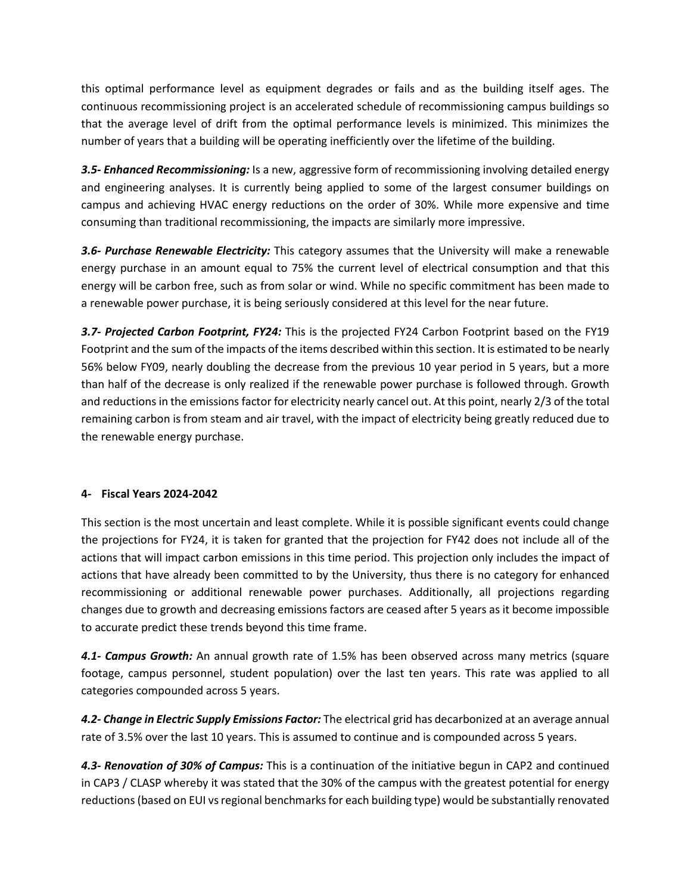this optimal performance level as equipment degrades or fails and as the building itself ages. The continuous recommissioning project is an accelerated schedule of recommissioning campus buildings so that the average level of drift from the optimal performance levels is minimized. This minimizes the number of years that a building will be operating inefficiently over the lifetime of the building.

***3.5- Enhanced Recommissioning:*** Is a new, aggressive form of recommissioning involving detailed energy and engineering analyses. It is currently being applied to some of the largest consumer buildings on campus and achieving HVAC energy reductions on the order of 30%. While more expensive and time consuming than traditional recommissioning, the impacts are similarly more impressive.

***3.6- Purchase Renewable Electricity:*** This category assumes that the University will make a renewable energy purchase in an amount equal to 75% the current level of electrical consumption and that this energy will be carbon free, such as from solar or wind. While no specific commitment has been made to a renewable power purchase, it is being seriously considered at this level for the near future.

***3.7- Projected Carbon Footprint, FY24:*** This is the projected FY24 Carbon Footprint based on the FY19 Footprint and the sum of the impacts of the items described within this section. It is estimated to be nearly 56% below FY09, nearly doubling the decrease from the previous 10 year period in 5 years, but a more than half of the decrease is only realized if the renewable power purchase is followed through. Growth and reductions in the emissions factor for electricity nearly cancel out. At this point, nearly 2/3 of the total remaining carbon is from steam and air travel, with the impact of electricity being greatly reduced due to the renewable energy purchase.

## 4- Fiscal Years 2024-2042

This section is the most uncertain and least complete. While it is possible significant events could change the projections for FY24, it is taken for granted that the projection for FY42 does not include all of the actions that will impact carbon emissions in this time period. This projection only includes the impact of actions that have already been committed to by the University, thus there is no category for enhanced recommissioning or additional renewable power purchases. Additionally, all projections regarding changes due to growth and decreasing emissions factors are ceased after 5 years as it become impossible to accurate predict these trends beyond this time frame.

***4.1- Campus Growth:*** An annual growth rate of 1.5% has been observed across many metrics (square footage, campus personnel, student population) over the last ten years. This rate was applied to all categories compounded across 5 years.

***4.2- Change in Electric Supply Emissions Factor:*** The electrical grid has decarbonized at an average annual rate of 3.5% over the last 10 years. This is assumed to continue and is compounded across 5 years.

***4.3- Renovation of 30% of Campus:*** This is a continuation of the initiative begun in CAP2 and continued in CAP3 / CLASP whereby it was stated that the 30% of the campus with the greatest potential for energy reductions (based on EUI vs regional benchmarks for each building type) would be substantially renovated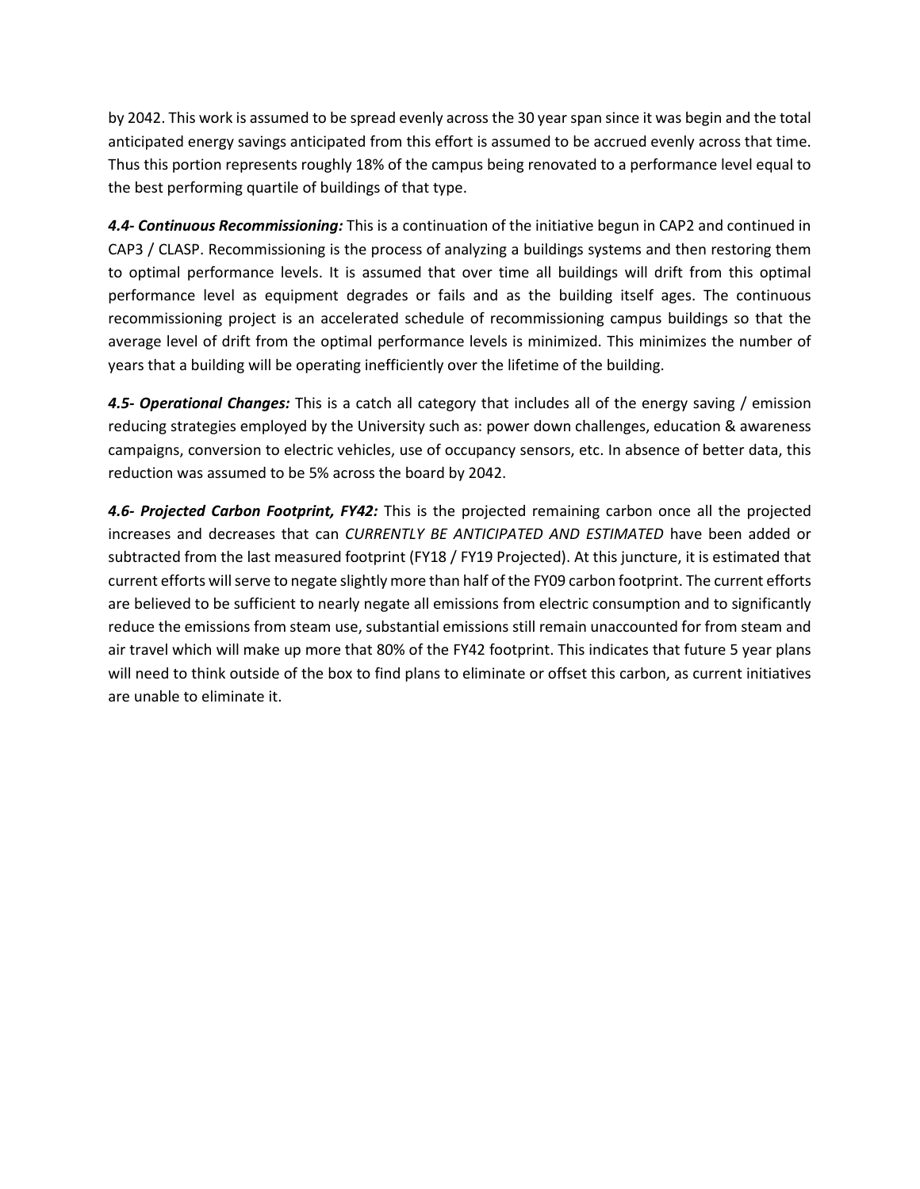by 2042. This work is assumed to be spread evenly across the 30 year span since it was begin and the total anticipated energy savings anticipated from this effort is assumed to be accrued evenly across that time. Thus this portion represents roughly 18% of the campus being renovated to a performance level equal to the best performing quartile of buildings of that type.

***4.4- Continuous Recommissioning:*** This is a continuation of the initiative begun in CAP2 and continued in CAP3 / CLASP. Recommissioning is the process of analyzing a buildings systems and then restoring them to optimal performance levels. It is assumed that over time all buildings will drift from this optimal performance level as equipment degrades or fails and as the building itself ages. The continuous recommissioning project is an accelerated schedule of recommissioning campus buildings so that the average level of drift from the optimal performance levels is minimized. This minimizes the number of years that a building will be operating inefficiently over the lifetime of the building.

***4.5- Operational Changes:*** This is a catch all category that includes all of the energy saving / emission reducing strategies employed by the University such as: power down challenges, education & awareness campaigns, conversion to electric vehicles, use of occupancy sensors, etc. In absence of better data, this reduction was assumed to be 5% across the board by 2042.

***4.6- Projected Carbon Footprint, FY42:*** This is the projected remaining carbon once all the projected increases and decreases that can *CURRENTLY BE ANTICIPATED AND ESTIMATED* have been added or subtracted from the last measured footprint (FY18 / FY19 Projected). At this juncture, it is estimated that current efforts will serve to negate slightly more than half of the FY09 carbon footprint. The current efforts are believed to be sufficient to nearly negate all emissions from electric consumption and to significantly reduce the emissions from steam use, substantial emissions still remain unaccounted for from steam and air travel which will make up more that 80% of the FY42 footprint. This indicates that future 5 year plans will need to think outside of the box to find plans to eliminate or offset this carbon, as current initiatives are unable to eliminate it.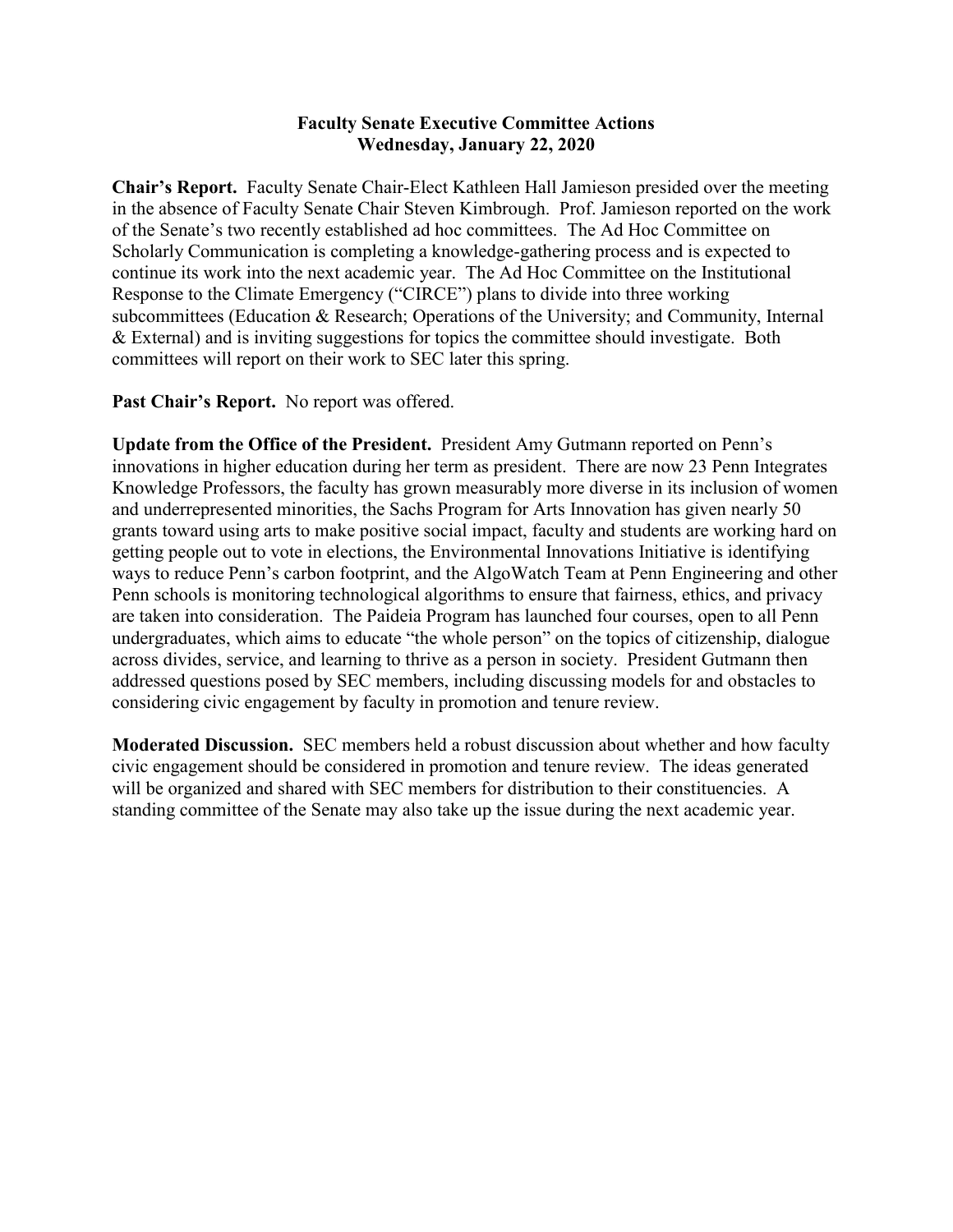**Faculty Senate Executive Committee Actions**
**Wednesday, January 22, 2020**

**Chair's Report.** Faculty Senate Chair-Elect Kathleen Hall Jamieson presided over the meeting in the absence of Faculty Senate Chair Steven Kimbrough. Prof. Jamieson reported on the work of the Senate's two recently established ad hoc committees. The Ad Hoc Committee on Scholarly Communication is completing a knowledge-gathering process and is expected to continue its work into the next academic year. The Ad Hoc Committee on the Institutional Response to the Climate Emergency ("CIRCE") plans to divide into three working subcommittees (Education & Research; Operations of the University; and Community, Internal & External) and is inviting suggestions for topics the committee should investigate. Both committees will report on their work to SEC later this spring.

**Past Chair's Report.** No report was offered.

**Update from the Office of the President.** President Amy Gutmann reported on Penn's innovations in higher education during her term as president. There are now 23 Penn Integrates Knowledge Professors, the faculty has grown measurably more diverse in its inclusion of women and underrepresented minorities, the Sachs Program for Arts Innovation has given nearly 50 grants toward using arts to make positive social impact, faculty and students are working hard on getting people out to vote in elections, the Environmental Innovations Initiative is identifying ways to reduce Penn's carbon footprint, and the AlgoWatch Team at Penn Engineering and other Penn schools is monitoring technological algorithms to ensure that fairness, ethics, and privacy are taken into consideration. The Paideia Program has launched four courses, open to all Penn undergraduates, which aims to educate "the whole person" on the topics of citizenship, dialogue across divides, service, and learning to thrive as a person in society. President Gutmann then addressed questions posed by SEC members, including discussing models for and obstacles to considering civic engagement by faculty in promotion and tenure review.

**Moderated Discussion.** SEC members held a robust discussion about whether and how faculty civic engagement should be considered in promotion and tenure review. The ideas generated will be organized and shared with SEC members for distribution to their constituencies. A standing committee of the Senate may also take up the issue during the next academic year.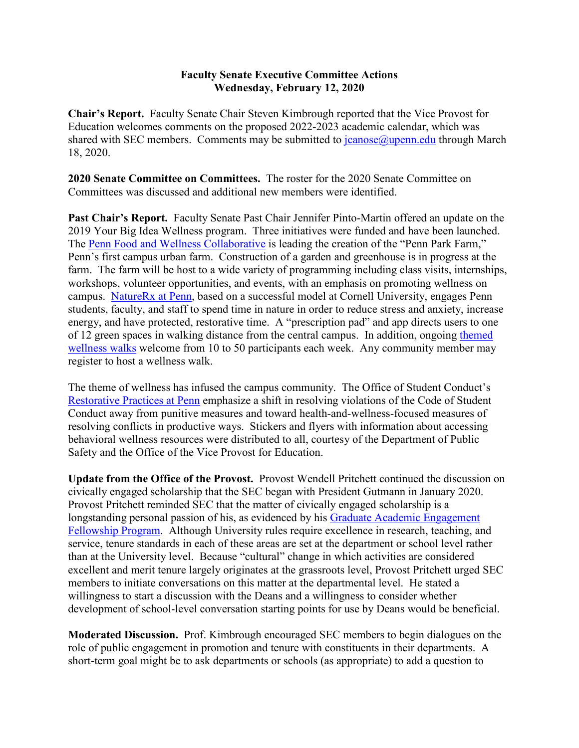**Faculty Senate Executive Committee Actions**
**Wednesday, February 12, 2020**

**Chair's Report.** Faculty Senate Chair Steven Kimbrough reported that the Vice Provost for Education welcomes comments on the proposed 2022-2023 academic calendar, which was shared with SEC members. Comments may be submitted to jcanose@upenn.edu through March 18, 2020.

**2020 Senate Committee on Committees.** The roster for the 2020 Senate Committee on Committees was discussed and additional new members were identified.

**Past Chair's Report.** Faculty Senate Past Chair Jennifer Pinto-Martin offered an update on the 2019 Your Big Idea Wellness program. Three initiatives were funded and have been launched. The Penn Food and Wellness Collaborative is leading the creation of the "Penn Park Farm," Penn's first campus urban farm. Construction of a garden and greenhouse is in progress at the farm. The farm will be host to a wide variety of programming including class visits, internships, workshops, volunteer opportunities, and events, with an emphasis on promoting wellness on campus. NatureRx at Penn, based on a successful model at Cornell University, engages Penn students, faculty, and staff to spend time in nature in order to reduce stress and anxiety, increase energy, and have protected, restorative time. A "prescription pad" and app directs users to one of 12 green spaces in walking distance from the central campus. In addition, ongoing themed wellness walks welcome from 10 to 50 participants each week. Any community member may register to host a wellness walk.

The theme of wellness has infused the campus community. The Office of Student Conduct's Restorative Practices at Penn emphasize a shift in resolving violations of the Code of Student Conduct away from punitive measures and toward health-and-wellness-focused measures of resolving conflicts in productive ways. Stickers and flyers with information about accessing behavioral wellness resources were distributed to all, courtesy of the Department of Public Safety and the Office of the Vice Provost for Education.

**Update from the Office of the Provost.** Provost Wendell Pritchett continued the discussion on civically engaged scholarship that the SEC began with President Gutmann in January 2020. Provost Pritchett reminded SEC that the matter of civically engaged scholarship is a longstanding personal passion of his, as evidenced by his Graduate Academic Engagement Fellowship Program. Although University rules require excellence in research, teaching, and service, tenure standards in each of these areas are set at the department or school level rather than at the University level. Because "cultural" change in which activities are considered excellent and merit tenure largely originates at the grassroots level, Provost Pritchett urged SEC members to initiate conversations on this matter at the departmental level. He stated a willingness to start a discussion with the Deans and a willingness to consider whether development of school-level conversation starting points for use by Deans would be beneficial.

**Moderated Discussion.** Prof. Kimbrough encouraged SEC members to begin dialogues on the role of public engagement in promotion and tenure with constituents in their departments. A short-term goal might be to ask departments or schools (as appropriate) to add a question to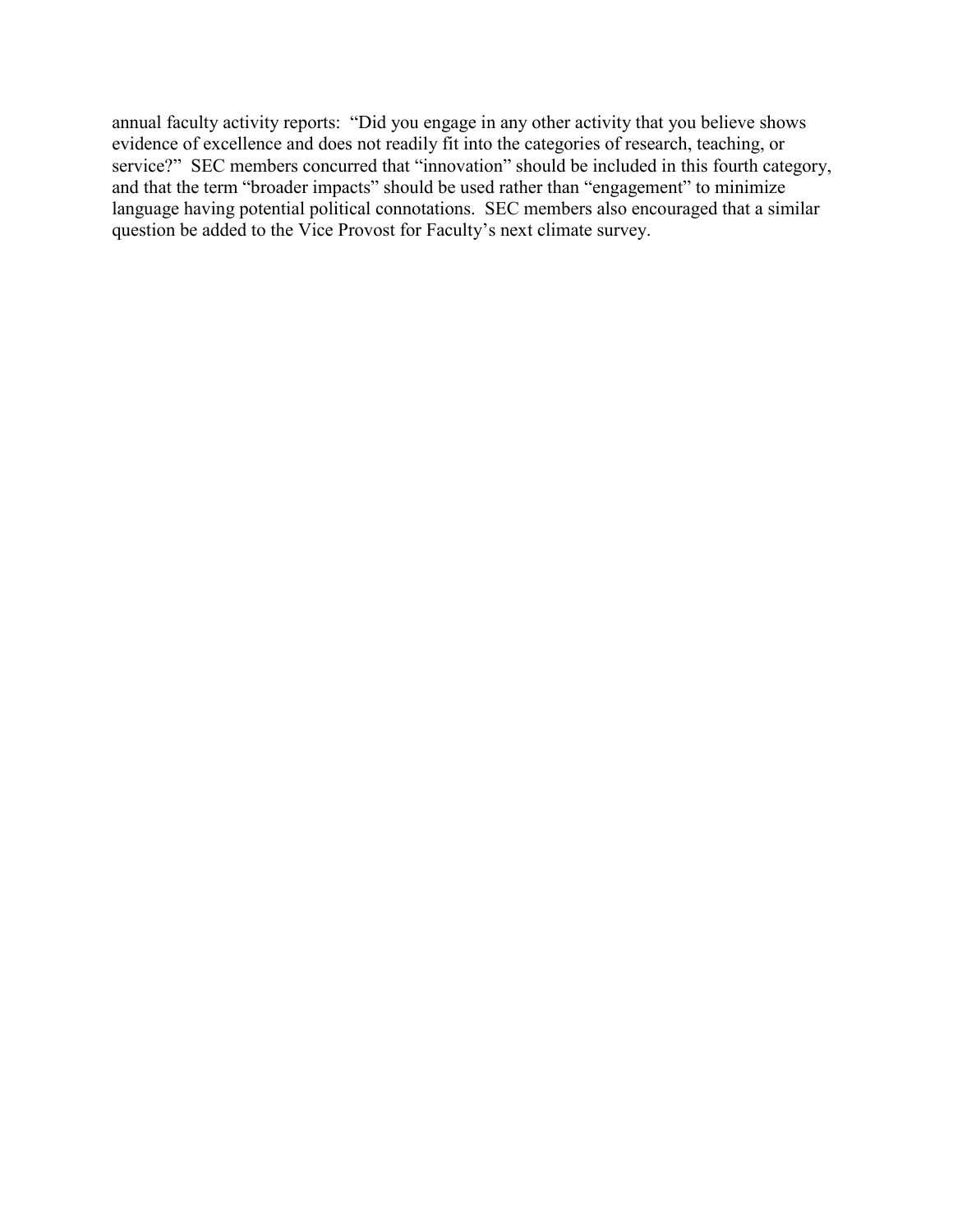annual faculty activity reports: "Did you engage in any other activity that you believe shows evidence of excellence and does not readily fit into the categories of research, teaching, or service?" SEC members concurred that "innovation" should be included in this fourth category, and that the term "broader impacts" should be used rather than "engagement" to minimize language having potential political connotations. SEC members also encouraged that a similar question be added to the Vice Provost for Faculty's next climate survey.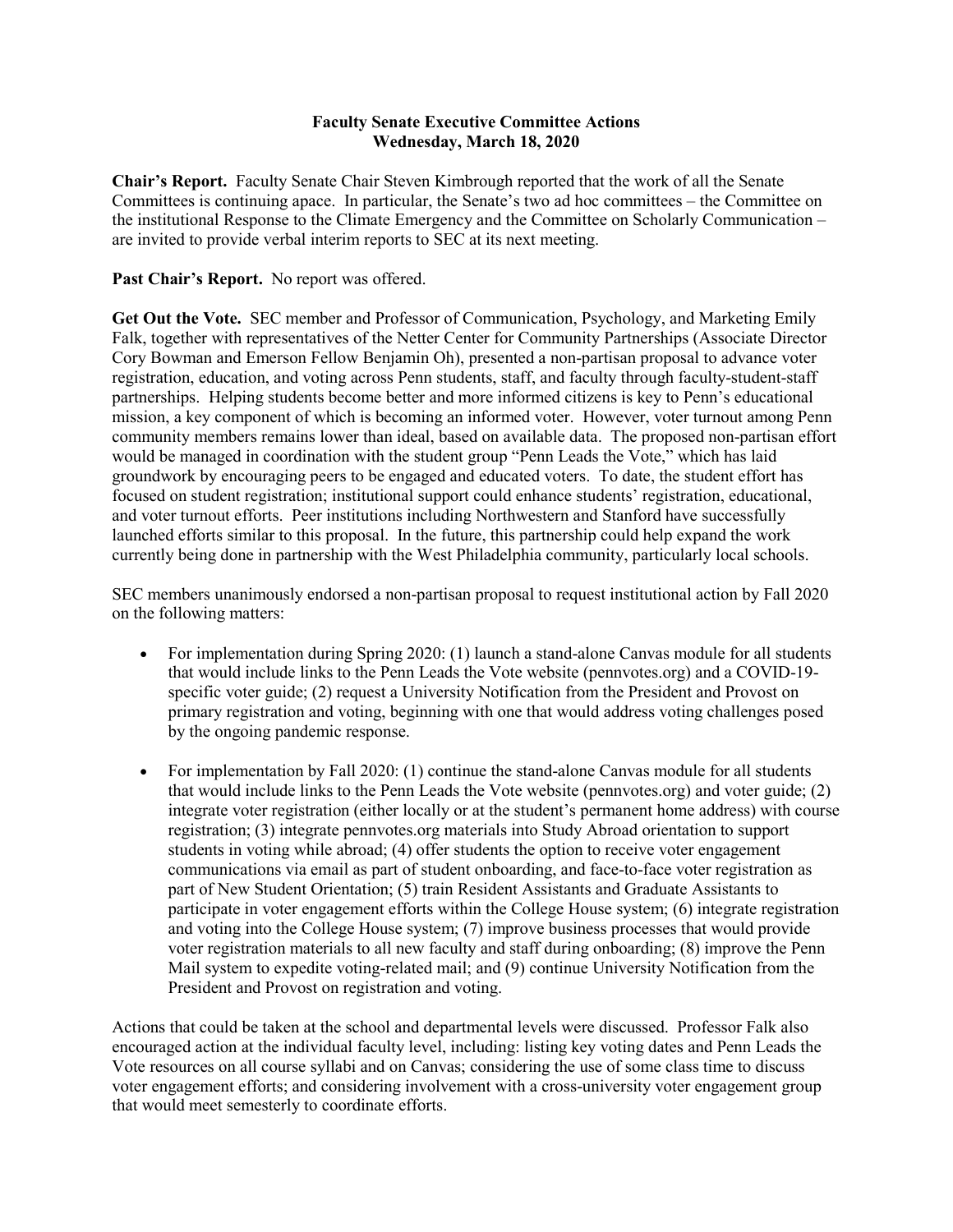**Faculty Senate Executive Committee Actions**
**Wednesday, March 18, 2020**

**Chair's Report.** Faculty Senate Chair Steven Kimbrough reported that the work of all the Senate Committees is continuing apace. In particular, the Senate's two ad hoc committees – the Committee on the institutional Response to the Climate Emergency and the Committee on Scholarly Communication – are invited to provide verbal interim reports to SEC at its next meeting.

**Past Chair's Report.** No report was offered.

**Get Out the Vote.** SEC member and Professor of Communication, Psychology, and Marketing Emily Falk, together with representatives of the Netter Center for Community Partnerships (Associate Director Cory Bowman and Emerson Fellow Benjamin Oh), presented a non-partisan proposal to advance voter registration, education, and voting across Penn students, staff, and faculty through faculty-student-staff partnerships. Helping students become better and more informed citizens is key to Penn's educational mission, a key component of which is becoming an informed voter. However, voter turnout among Penn community members remains lower than ideal, based on available data. The proposed non-partisan effort would be managed in coordination with the student group "Penn Leads the Vote," which has laid groundwork by encouraging peers to be engaged and educated voters. To date, the student effort has focused on student registration; institutional support could enhance students' registration, educational, and voter turnout efforts. Peer institutions including Northwestern and Stanford have successfully launched efforts similar to this proposal. In the future, this partnership could help expand the work currently being done in partnership with the West Philadelphia community, particularly local schools.

SEC members unanimously endorsed a non-partisan proposal to request institutional action by Fall 2020 on the following matters:

- For implementation during Spring 2020: (1) launch a stand-alone Canvas module for all students that would include links to the Penn Leads the Vote website (pennvotes.org) and a COVID-19-specific voter guide; (2) request a University Notification from the President and Provost on primary registration and voting, beginning with one that would address voting challenges posed by the ongoing pandemic response.

- For implementation by Fall 2020: (1) continue the stand-alone Canvas module for all students that would include links to the Penn Leads the Vote website (pennvotes.org) and voter guide; (2) integrate voter registration (either locally or at the student's permanent home address) with course registration; (3) integrate pennvotes.org materials into Study Abroad orientation to support students in voting while abroad; (4) offer students the option to receive voter engagement communications via email as part of student onboarding, and face-to-face voter registration as part of New Student Orientation; (5) train Resident Assistants and Graduate Assistants to participate in voter engagement efforts within the College House system; (6) integrate registration and voting into the College House system; (7) improve business processes that would provide voter registration materials to all new faculty and staff during onboarding; (8) improve the Penn Mail system to expedite voting-related mail; and (9) continue University Notification from the President and Provost on registration and voting.

Actions that could be taken at the school and departmental levels were discussed. Professor Falk also encouraged action at the individual faculty level, including: listing key voting dates and Penn Leads the Vote resources on all course syllabi and on Canvas; considering the use of some class time to discuss voter engagement efforts; and considering involvement with a cross-university voter engagement group that would meet semesterly to coordinate efforts.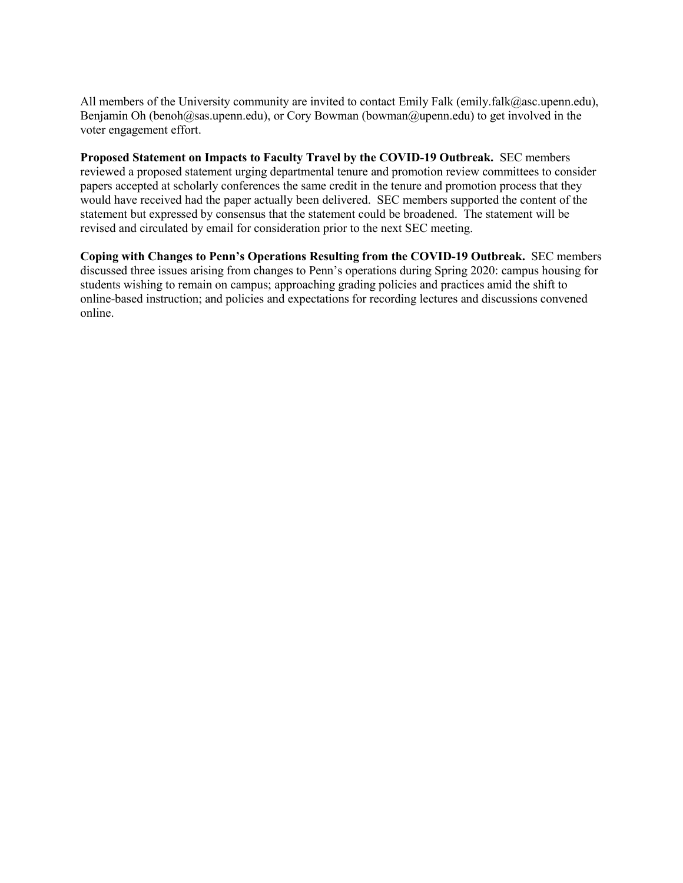All members of the University community are invited to contact Emily Falk (emily.falk@asc.upenn.edu), Benjamin Oh (benoh@sas.upenn.edu), or Cory Bowman (bowman@upenn.edu) to get involved in the voter engagement effort.

**Proposed Statement on Impacts to Faculty Travel by the COVID-19 Outbreak.** SEC members reviewed a proposed statement urging departmental tenure and promotion review committees to consider papers accepted at scholarly conferences the same credit in the tenure and promotion process that they would have received had the paper actually been delivered. SEC members supported the content of the statement but expressed by consensus that the statement could be broadened. The statement will be revised and circulated by email for consideration prior to the next SEC meeting.

**Coping with Changes to Penn's Operations Resulting from the COVID-19 Outbreak.** SEC members discussed three issues arising from changes to Penn's operations during Spring 2020: campus housing for students wishing to remain on campus; approaching grading policies and practices amid the shift to online-based instruction; and policies and expectations for recording lectures and discussions convened online.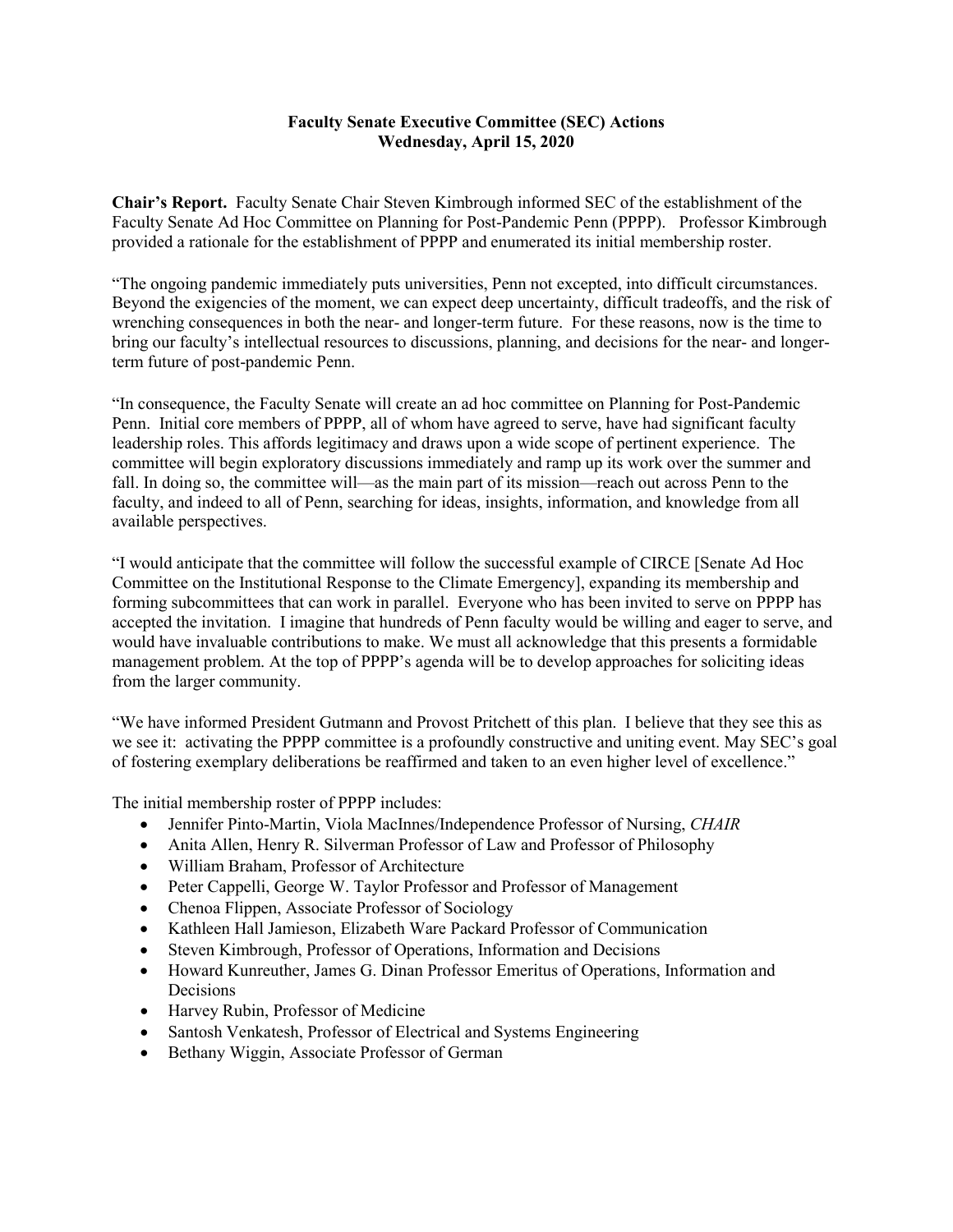# Faculty Senate Executive Committee (SEC) Actions
## Wednesday, April 15, 2020

**Chair's Report.** Faculty Senate Chair Steven Kimbrough informed SEC of the establishment of the Faculty Senate Ad Hoc Committee on Planning for Post-Pandemic Penn (PPPP). Professor Kimbrough provided a rationale for the establishment of PPPP and enumerated its initial membership roster.

"The ongoing pandemic immediately puts universities, Penn not excepted, into difficult circumstances. Beyond the exigencies of the moment, we can expect deep uncertainty, difficult tradeoffs, and the risk of wrenching consequences in both the near- and longer-term future. For these reasons, now is the time to bring our faculty's intellectual resources to discussions, planning, and decisions for the near- and longer-term future of post-pandemic Penn.

"In consequence, the Faculty Senate will create an ad hoc committee on Planning for Post-Pandemic Penn. Initial core members of PPPP, all of whom have agreed to serve, have had significant faculty leadership roles. This affords legitimacy and draws upon a wide scope of pertinent experience. The committee will begin exploratory discussions immediately and ramp up its work over the summer and fall. In doing so, the committee will—as the main part of its mission—reach out across Penn to the faculty, and indeed to all of Penn, searching for ideas, insights, information, and knowledge from all available perspectives.

"I would anticipate that the committee will follow the successful example of CIRCE [Senate Ad Hoc Committee on the Institutional Response to the Climate Emergency], expanding its membership and forming subcommittees that can work in parallel. Everyone who has been invited to serve on PPPP has accepted the invitation. I imagine that hundreds of Penn faculty would be willing and eager to serve, and would have invaluable contributions to make. We must all acknowledge that this presents a formidable management problem. At the top of PPPP's agenda will be to develop approaches for soliciting ideas from the larger community.

"We have informed President Gutmann and Provost Pritchett of this plan. I believe that they see this as we see it: activating the PPPP committee is a profoundly constructive and uniting event. May SEC's goal of fostering exemplary deliberations be reaffirmed and taken to an even higher level of excellence."

The initial membership roster of PPPP includes:

- Jennifer Pinto-Martin, Viola MacInnes/Independence Professor of Nursing, *CHAIR*
- Anita Allen, Henry R. Silverman Professor of Law and Professor of Philosophy
- William Braham, Professor of Architecture
- Peter Cappelli, George W. Taylor Professor and Professor of Management
- Chenoa Flippen, Associate Professor of Sociology
- Kathleen Hall Jamieson, Elizabeth Ware Packard Professor of Communication
- Steven Kimbrough, Professor of Operations, Information and Decisions
- Howard Kunreuther, James G. Dinan Professor Emeritus of Operations, Information and Decisions
- Harvey Rubin, Professor of Medicine
- Santosh Venkatesh, Professor of Electrical and Systems Engineering
- Bethany Wiggin, Associate Professor of German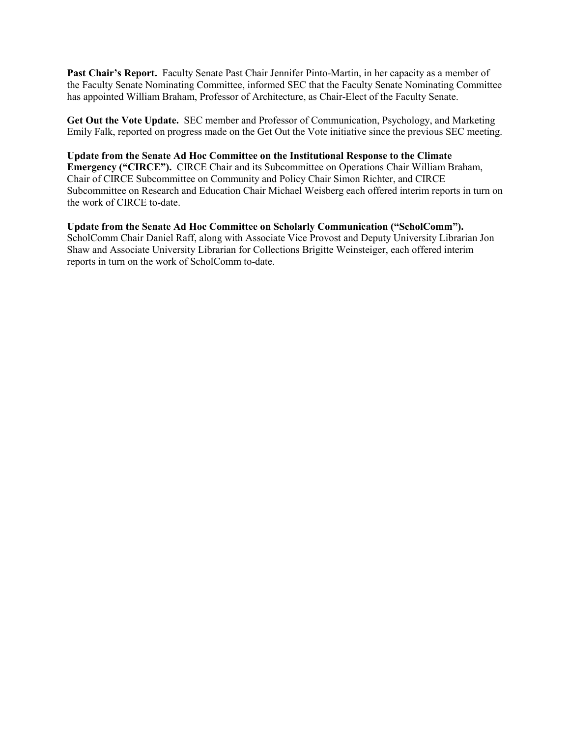**Past Chair's Report.** Faculty Senate Past Chair Jennifer Pinto-Martin, in her capacity as a member of the Faculty Senate Nominating Committee, informed SEC that the Faculty Senate Nominating Committee has appointed William Braham, Professor of Architecture, as Chair-Elect of the Faculty Senate.

**Get Out the Vote Update.** SEC member and Professor of Communication, Psychology, and Marketing Emily Falk, reported on progress made on the Get Out the Vote initiative since the previous SEC meeting.

**Update from the Senate Ad Hoc Committee on the Institutional Response to the Climate Emergency ("CIRCE").** CIRCE Chair and its Subcommittee on Operations Chair William Braham, Chair of CIRCE Subcommittee on Community and Policy Chair Simon Richter, and CIRCE Subcommittee on Research and Education Chair Michael Weisberg each offered interim reports in turn on the work of CIRCE to-date.

**Update from the Senate Ad Hoc Committee on Scholarly Communication ("ScholComm").** ScholComm Chair Daniel Raff, along with Associate Vice Provost and Deputy University Librarian Jon Shaw and Associate University Librarian for Collections Brigitte Weinsteiger, each offered interim reports in turn on the work of ScholComm to-date.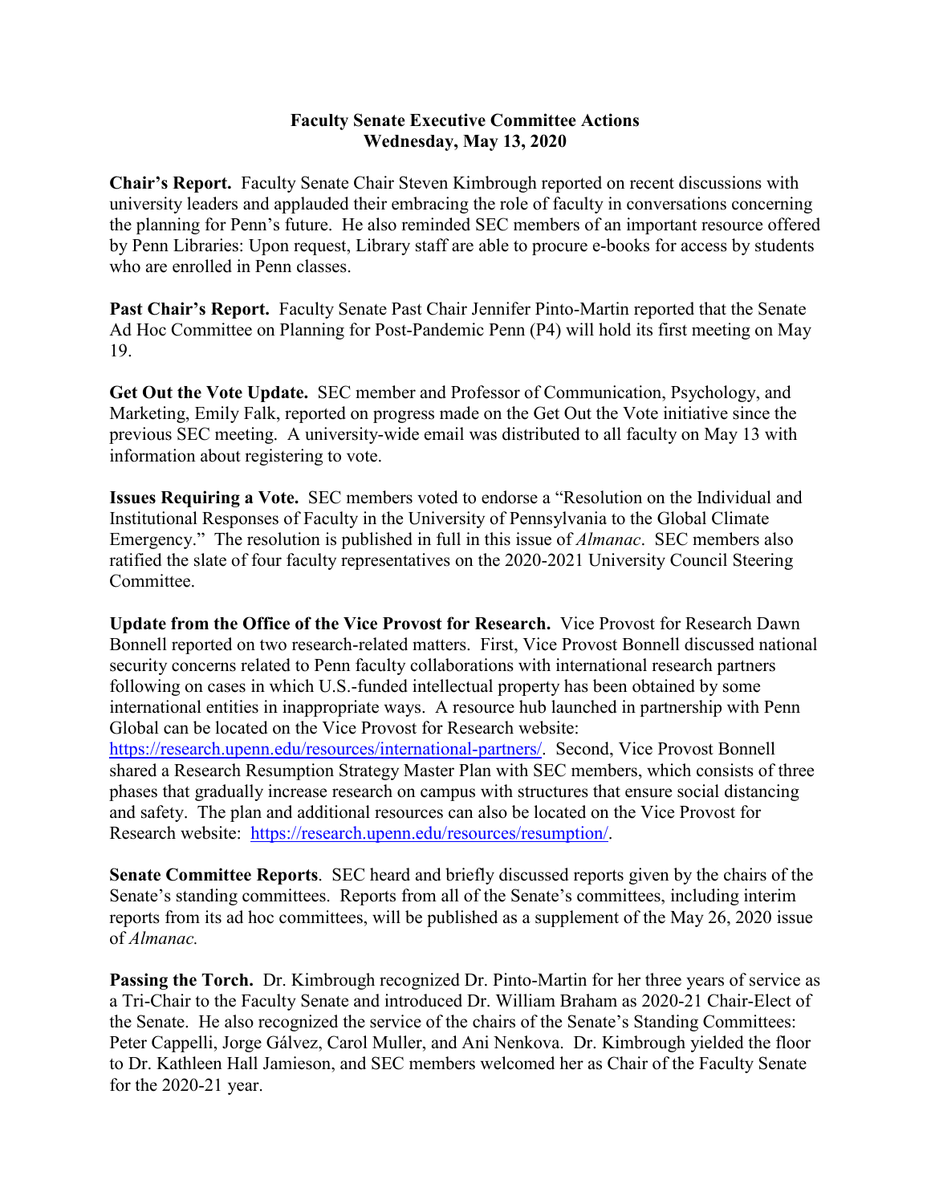**Faculty Senate Executive Committee Actions**
**Wednesday, May 13, 2020**

**Chair's Report.** Faculty Senate Chair Steven Kimbrough reported on recent discussions with university leaders and applauded their embracing the role of faculty in conversations concerning the planning for Penn's future. He also reminded SEC members of an important resource offered by Penn Libraries: Upon request, Library staff are able to procure e-books for access by students who are enrolled in Penn classes.

**Past Chair's Report.** Faculty Senate Past Chair Jennifer Pinto-Martin reported that the Senate Ad Hoc Committee on Planning for Post-Pandemic Penn (P4) will hold its first meeting on May 19.

**Get Out the Vote Update.** SEC member and Professor of Communication, Psychology, and Marketing, Emily Falk, reported on progress made on the Get Out the Vote initiative since the previous SEC meeting. A university-wide email was distributed to all faculty on May 13 with information about registering to vote.

**Issues Requiring a Vote.** SEC members voted to endorse a "Resolution on the Individual and Institutional Responses of Faculty in the University of Pennsylvania to the Global Climate Emergency." The resolution is published in full in this issue of *Almanac*. SEC members also ratified the slate of four faculty representatives on the 2020-2021 University Council Steering Committee.

**Update from the Office of the Vice Provost for Research.** Vice Provost for Research Dawn Bonnell reported on two research-related matters. First, Vice Provost Bonnell discussed national security concerns related to Penn faculty collaborations with international research partners following on cases in which U.S.-funded intellectual property has been obtained by some international entities in inappropriate ways. A resource hub launched in partnership with Penn Global can be located on the Vice Provost for Research website: https://research.upenn.edu/resources/international-partners/. Second, Vice Provost Bonnell shared a Research Resumption Strategy Master Plan with SEC members, which consists of three phases that gradually increase research on campus with structures that ensure social distancing and safety. The plan and additional resources can also be located on the Vice Provost for Research website: https://research.upenn.edu/resources/resumption/.

**Senate Committee Reports**. SEC heard and briefly discussed reports given by the chairs of the Senate's standing committees. Reports from all of the Senate's committees, including interim reports from its ad hoc committees, will be published as a supplement of the May 26, 2020 issue of *Almanac.*

**Passing the Torch.** Dr. Kimbrough recognized Dr. Pinto-Martin for her three years of service as a Tri-Chair to the Faculty Senate and introduced Dr. William Braham as 2020-21 Chair-Elect of the Senate. He also recognized the service of the chairs of the Senate's Standing Committees: Peter Cappelli, Jorge Gálvez, Carol Muller, and Ani Nenkova. Dr. Kimbrough yielded the floor to Dr. Kathleen Hall Jamieson, and SEC members welcomed her as Chair of the Faculty Senate for the 2020-21 year.